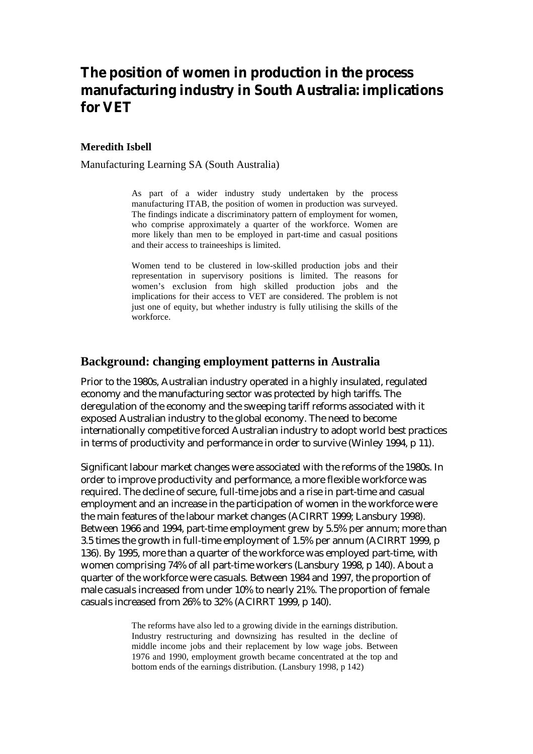# The position of women in production in the process manufacturing industry in South Australia: implications for VET

**Meredith Isbell**

Manufacturing Learning SA (South Australia)

> As part of a wider industry study undertaken by the process manufacturing ITAB, the position of women in production was surveyed. The findings indicate a discriminatory pattern of employment for women, who comprise approximately a quarter of the workforce. Women are more likely than men to be employed in part-time and casual positions and their access to traineeships is limited.
>
> Women tend to be clustered in low-skilled production jobs and their representation in supervisory positions is limited. The reasons for women's exclusion from high skilled production jobs and the implications for their access to VET are considered. The problem is not just one of equity, but whether industry is fully utilising the skills of the workforce.

## Background: changing employment patterns in Australia

Prior to the 1980s, Australian industry operated in a highly insulated, regulated economy and the manufacturing sector was protected by high tariffs. The deregulation of the economy and the sweeping tariff reforms associated with it exposed Australian industry to the global economy. The need to become internationally competitive forced Australian industry to adopt world best practices in terms of productivity and performance in order to survive (Winley 1994, p 11).

Significant labour market changes were associated with the reforms of the 1980s. In order to improve productivity and performance, a more flexible workforce was required. The decline of secure, full-time jobs and a rise in part-time and casual employment and an increase in the participation of women in the workforce were the main features of the labour market changes (ACIRRT 1999; Lansbury 1998). Between 1966 and 1994, part-time employment grew by 5.5% per annum; more than 3.5 times the growth in full-time employment of 1.5% per annum (ACIRRT 1999, p 136). By 1995, more than a quarter of the workforce was employed part-time, with women comprising 74% of all part-time workers (Lansbury 1998, p 140). About a quarter of the workforce were casuals. Between 1984 and 1997, the proportion of male casuals increased from under 10% to nearly 21%. The proportion of female casuals increased from 26% to 32% (ACIRRT 1999, p 140).

> The reforms have also led to a growing divide in the earnings distribution. Industry restructuring and downsizing has resulted in the decline of middle income jobs and their replacement by low wage jobs. Between 1976 and 1990, employment growth became concentrated at the top and bottom ends of the earnings distribution. (Lansbury 1998, p 142)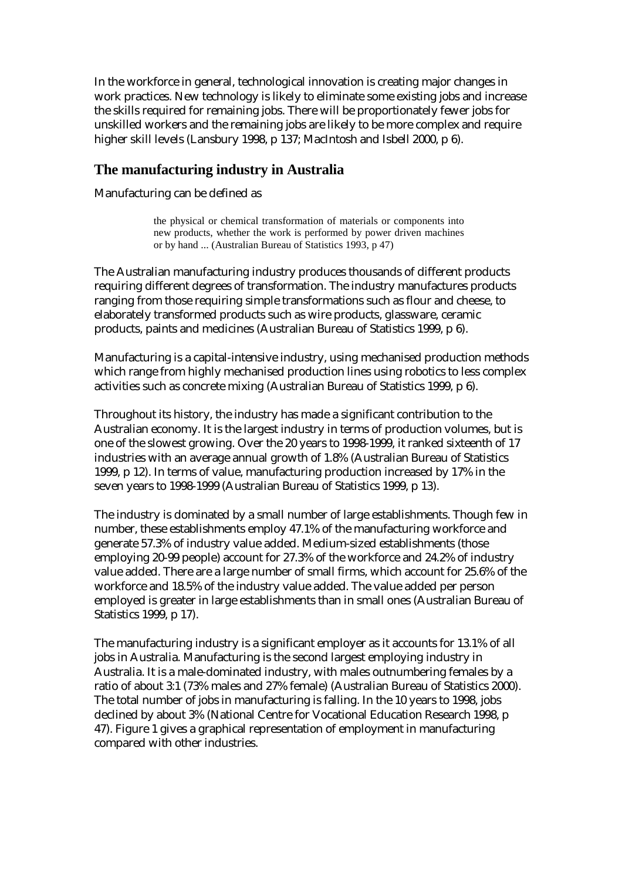In the workforce in general, technological innovation is creating major changes in work practices. New technology is likely to eliminate some existing jobs and increase the skills required for remaining jobs. There will be proportionately fewer jobs for unskilled workers and the remaining jobs are likely to be more complex and require higher skill levels (Lansbury 1998, p 137; MacIntosh and Isbell 2000, p 6).

## The manufacturing industry in Australia

Manufacturing can be defined as

> the physical or chemical transformation of materials or components into new products, whether the work is performed by power driven machines or by hand ... (Australian Bureau of Statistics 1993, p 47)

The Australian manufacturing industry produces thousands of different products requiring different degrees of transformation. The industry manufactures products ranging from those requiring simple transformations such as flour and cheese, to elaborately transformed products such as wire products, glassware, ceramic products, paints and medicines (Australian Bureau of Statistics 1999, p 6).

Manufacturing is a capital-intensive industry, using mechanised production methods which range from highly mechanised production lines using robotics to less complex activities such as concrete mixing (Australian Bureau of Statistics 1999, p 6).

Throughout its history, the industry has made a significant contribution to the Australian economy. It is the largest industry in terms of production volumes, but is one of the slowest growing. Over the 20 years to 1998-1999, it ranked sixteenth of 17 industries with an average annual growth of 1.8% (Australian Bureau of Statistics 1999, p 12). In terms of value, manufacturing production increased by 17% in the seven years to 1998-1999 (Australian Bureau of Statistics 1999, p 13).

The industry is dominated by a small number of large establishments. Though few in number, these establishments employ 47.1% of the manufacturing workforce and generate 57.3% of industry value added. Medium-sized establishments (those employing 20-99 people) account for 27.3% of the workforce and 24.2% of industry value added. There are a large number of small firms, which account for 25.6% of the workforce and 18.5% of the industry value added. The value added per person employed is greater in large establishments than in small ones (Australian Bureau of Statistics 1999, p 17).

The manufacturing industry is a significant employer as it accounts for 13.1% of all jobs in Australia. Manufacturing is the second largest employing industry in Australia. It is a male-dominated industry, with males outnumbering females by a ratio of about 3:1 (73% males and 27% female) (Australian Bureau of Statistics 2000). The total number of jobs in manufacturing is falling. In the 10 years to 1998, jobs declined by about 3% (National Centre for Vocational Education Research 1998, p 47). Figure 1 gives a graphical representation of employment in manufacturing compared with other industries.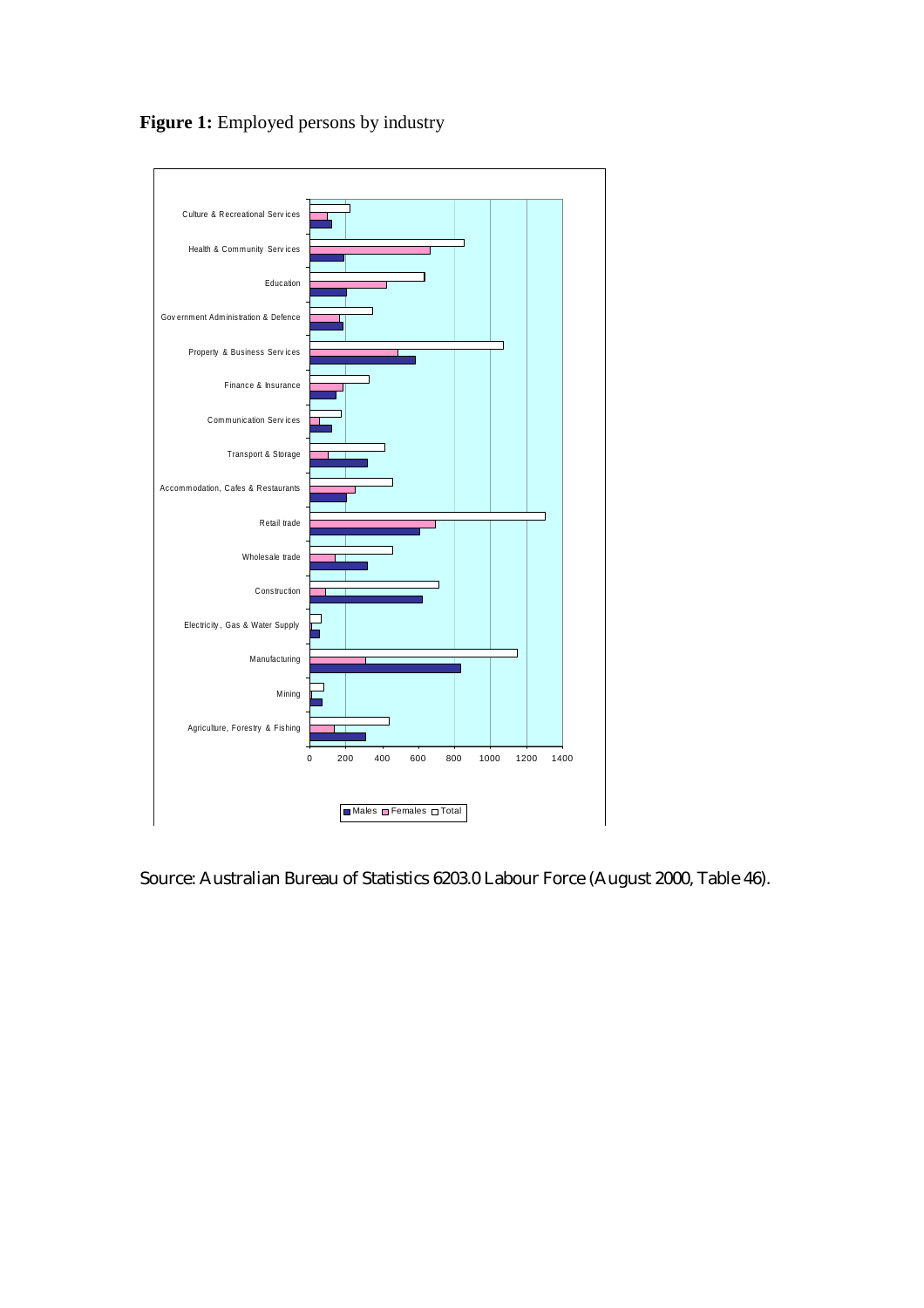**Figure 1:** Employed persons by industry

Source: Australian Bureau of Statistics 6203.0 Labour Force (August 2000, Table 46).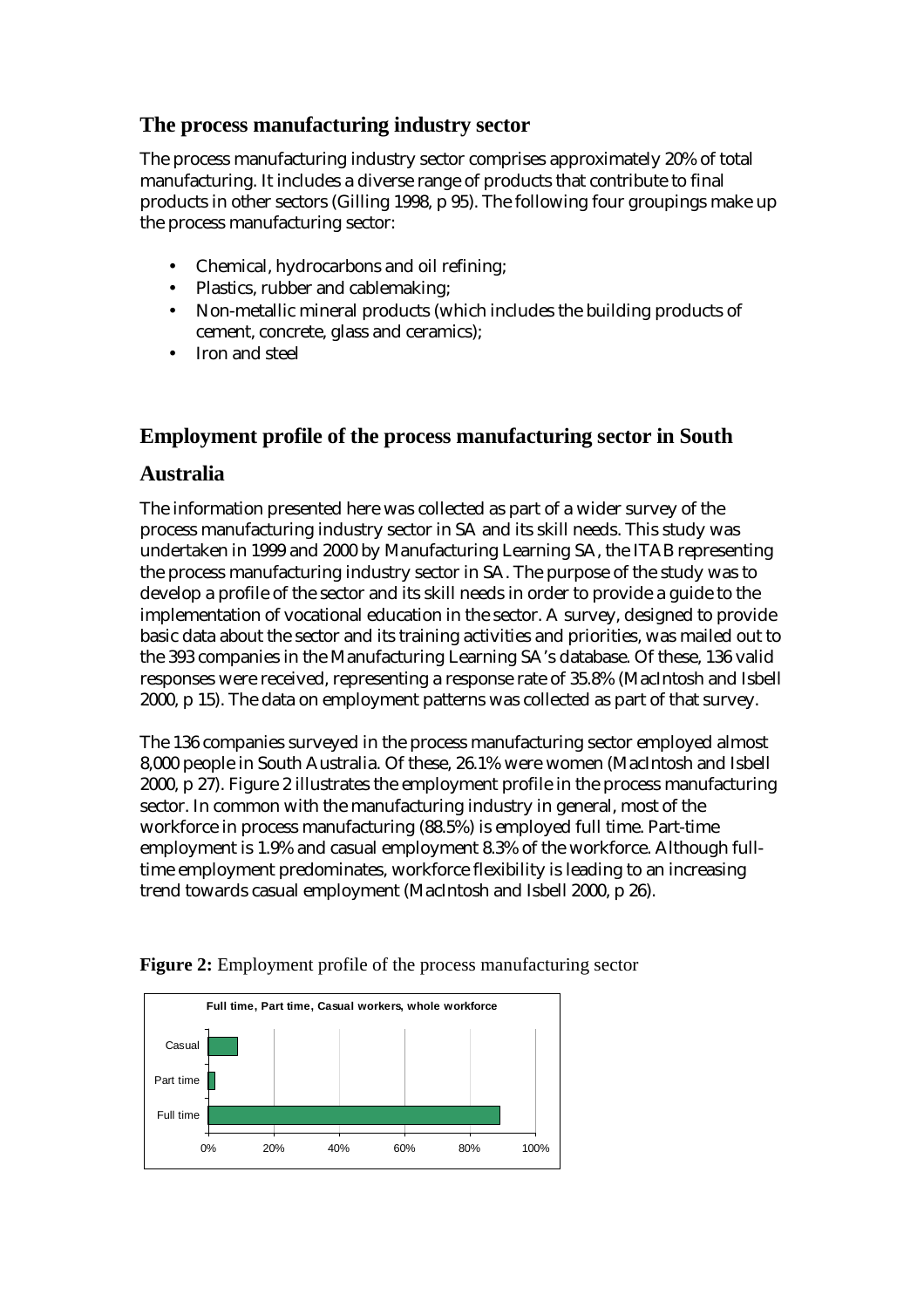## The process manufacturing industry sector

The process manufacturing industry sector comprises approximately 20% of total manufacturing. It includes a diverse range of products that contribute to final products in other sectors (Gilling 1998, p 95). The following four groupings make up the process manufacturing sector:

- Chemical, hydrocarbons and oil refining;
- Plastics, rubber and cablemaking;
- Non-metallic mineral products (which includes the building products of cement, concrete, glass and ceramics);
- Iron and steel

## Employment profile of the process manufacturing sector in South Australia

The information presented here was collected as part of a wider survey of the process manufacturing industry sector in SA and its skill needs. This study was undertaken in 1999 and 2000 by Manufacturing Learning SA, the ITAB representing the process manufacturing industry sector in SA. The purpose of the study was to develop a profile of the sector and its skill needs in order to provide a guide to the implementation of vocational education in the sector. A survey, designed to provide basic data about the sector and its training activities and priorities, was mailed out to the 393 companies in the Manufacturing Learning SA's database. Of these, 136 valid responses were received, representing a response rate of 35.8% (MacIntosh and Isbell 2000, p 15). The data on employment patterns was collected as part of that survey.

The 136 companies surveyed in the process manufacturing sector employed almost 8,000 people in South Australia. Of these, 26.1% were women (MacIntosh and Isbell 2000, p 27). Figure 2 illustrates the employment profile in the process manufacturing sector. In common with the manufacturing industry in general, most of the workforce in process manufacturing (88.5%) is employed full time. Part-time employment is 1.9% and casual employment 8.3% of the workforce. Although full-time employment predominates, workforce flexibility is leading to an increasing trend towards casual employment (MacIntosh and Isbell 2000, p 26).

**Figure 2:** Employment profile of the process manufacturing sector

Full time, Part time, Casual workers, whole workforce

| Category | Share of workforce |
| --- | --- |
| Casual | 8.3% |
| Part time | 1.9% |
| Full time | 88.5% |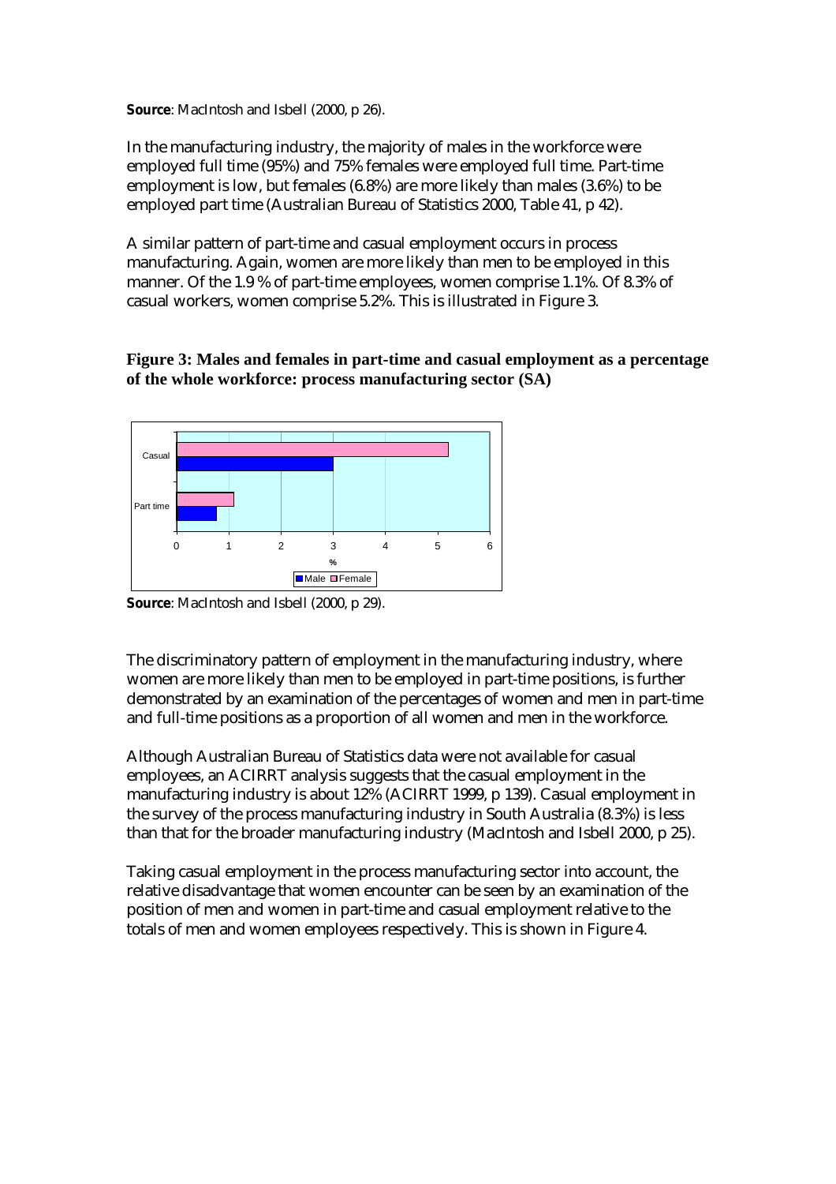**Source**: MacIntosh and Isbell (2000, p 26).

In the manufacturing industry, the majority of males in the workforce were employed full time (95%) and 75% females were employed full time. Part-time employment is low, but females (6.8%) are more likely than males (3.6%) to be employed part time (Australian Bureau of Statistics 2000, Table 41, p 42).

A similar pattern of part-time and casual employment occurs in process manufacturing. Again, women are more likely than men to be employed in this manner. Of the 1.9 % of part-time employees, women comprise 1.1%. Of 8.3% of casual workers, women comprise 5.2%. This is illustrated in Figure 3.

**Figure 3: Males and females in part-time and casual employment as a percentage of the whole workforce: process manufacturing sector (SA)**

**Source**: MacIntosh and Isbell (2000, p 29).

The discriminatory pattern of employment in the manufacturing industry, where women are more likely than men to be employed in part-time positions, is further demonstrated by an examination of the percentages of women and men in part-time and full-time positions as a proportion of all women and men in the workforce.

Although Australian Bureau of Statistics data were not available for casual employees, an ACIRRT analysis suggests that the casual employment in the manufacturing industry is about 12% (ACIRRT 1999, p 139). Casual employment in the survey of the process manufacturing industry in South Australia (8.3%) is less than that for the broader manufacturing industry (MacIntosh and Isbell 2000, p 25).

Taking casual employment in the process manufacturing sector into account, the relative disadvantage that women encounter can be seen by an examination of the position of men and women in part-time and casual employment relative to the totals of men and women employees respectively. This is shown in Figure 4.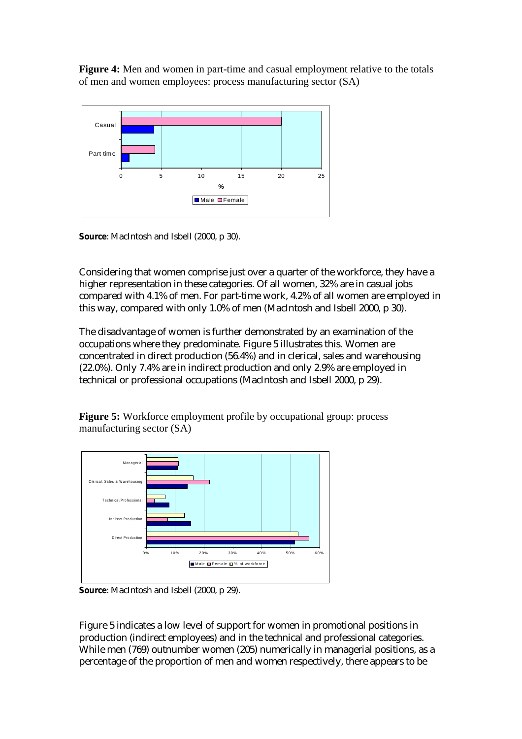**Figure 4:** Men and women in part-time and casual employment relative to the totals of men and women employees: process manufacturing sector (SA)

**Source**: MacIntosh and Isbell (2000, p 30).

Considering that women comprise just over a quarter of the workforce, they have a higher representation in these categories. Of all women, 32% are in casual jobs compared with 4.1% of men. For part-time work, 4.2% of all women are employed in this way, compared with only 1.0% of men (MacIntosh and Isbell 2000, p 30).

The disadvantage of women is further demonstrated by an examination of the occupations where they predominate. Figure 5 illustrates this. Women are concentrated in direct production (56.4%) and in clerical, sales and warehousing (22.0%). Only 7.4% are in indirect production and only 2.9% are employed in technical or professional occupations (MacIntosh and Isbell 2000, p 29).

**Figure 5:** Workforce employment profile by occupational group: process manufacturing sector (SA)

**Source**: MacIntosh and Isbell (2000, p 29).

Figure 5 indicates a low level of support for women in promotional positions in production (indirect employees) and in the technical and professional categories. While men (769) outnumber women (205) numerically in managerial positions, as a percentage of the proportion of men and women respectively, there appears to be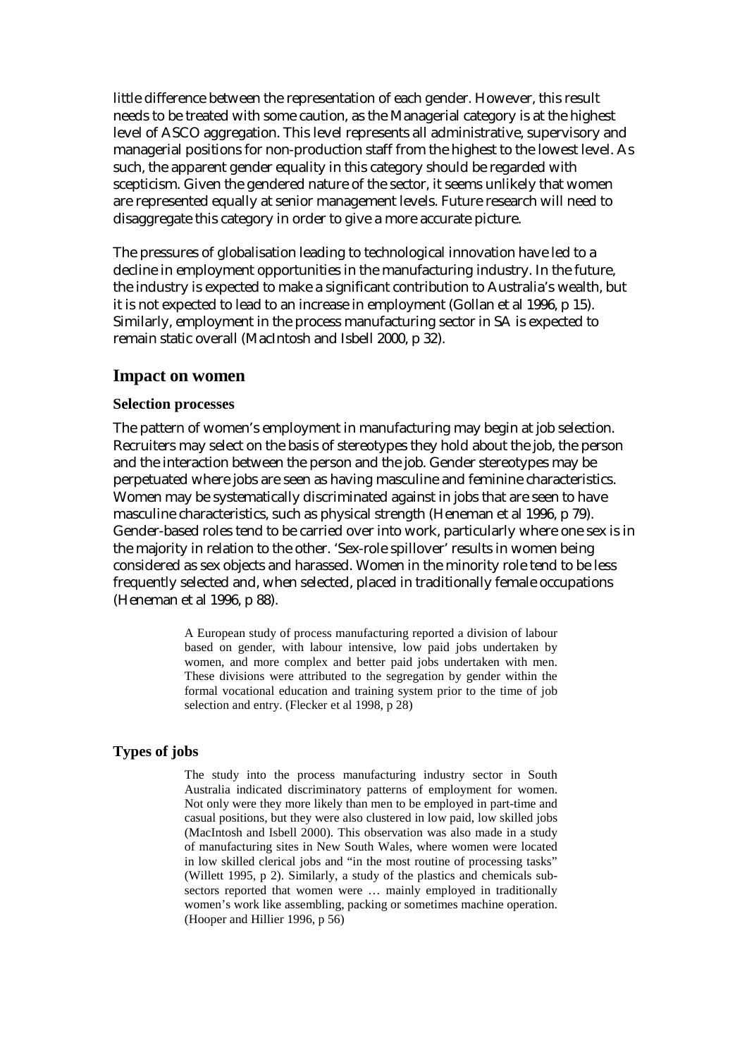little difference between the representation of each gender. However, this result needs to be treated with some caution, as the Managerial category is at the highest level of ASCO aggregation. This level represents all administrative, supervisory and managerial positions for non-production staff from the highest to the lowest level. As such, the apparent gender equality in this category should be regarded with scepticism. Given the gendered nature of the sector, it seems unlikely that women are represented equally at senior management levels. Future research will need to disaggregate this category in order to give a more accurate picture.

The pressures of globalisation leading to technological innovation have led to a decline in employment opportunities in the manufacturing industry. In the future, the industry is expected to make a significant contribution to Australia's wealth, but it is not expected to lead to an increase in employment (Gollan et al 1996, p 15). Similarly, employment in the process manufacturing sector in SA is expected to remain static overall (MacIntosh and Isbell 2000, p 32).

## Impact on women

### Selection processes

The pattern of women's employment in manufacturing may begin at job selection. Recruiters may select on the basis of stereotypes they hold about the job, the person and the interaction between the person and the job. Gender stereotypes may be perpetuated where jobs are seen as having masculine and feminine characteristics. Women may be systematically discriminated against in jobs that are seen to have masculine characteristics, such as physical strength (Heneman et al 1996, p 79). Gender-based roles tend to be carried over into work, particularly where one sex is in the majority in relation to the other. 'Sex-role spillover' results in women being considered as sex objects and harassed. Women in the minority role tend to be less frequently selected and, when selected, placed in traditionally female occupations (Heneman et al 1996, p 88).

> A European study of process manufacturing reported a division of labour based on gender, with labour intensive, low paid jobs undertaken by women, and more complex and better paid jobs undertaken with men. These divisions were attributed to the segregation by gender within the formal vocational education and training system prior to the time of job selection and entry. (Flecker et al 1998, p 28)

### Types of jobs

> The study into the process manufacturing industry sector in South Australia indicated discriminatory patterns of employment for women. Not only were they more likely than men to be employed in part-time and casual positions, but they were also clustered in low paid, low skilled jobs (MacIntosh and Isbell 2000). This observation was also made in a study of manufacturing sites in New South Wales, where women were located in low skilled clerical jobs and "in the most routine of processing tasks" (Willett 1995, p 2). Similarly, a study of the plastics and chemicals sub-sectors reported that women were … mainly employed in traditionally women's work like assembling, packing or sometimes machine operation. (Hooper and Hillier 1996, p 56)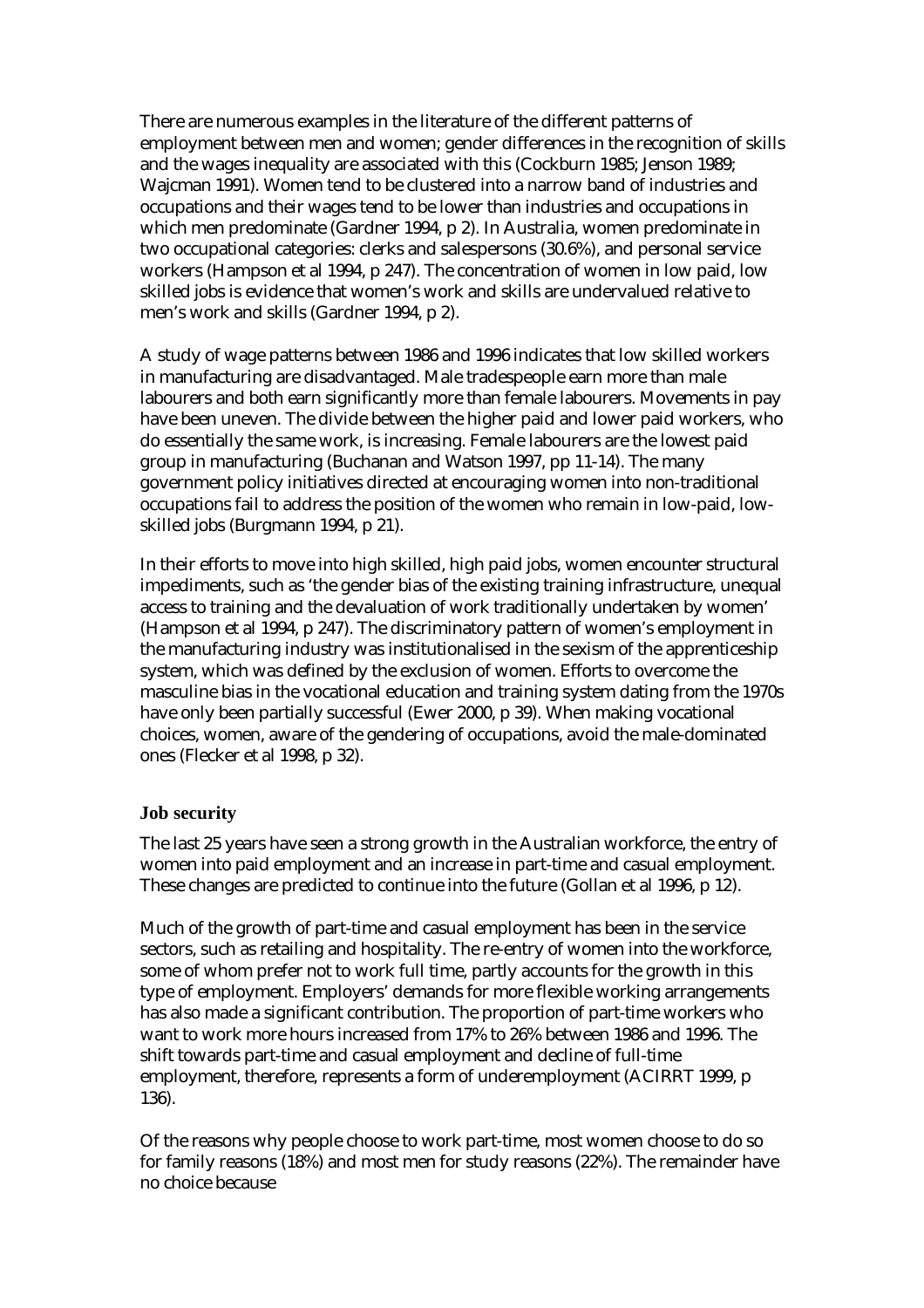There are numerous examples in the literature of the different patterns of employment between men and women; gender differences in the recognition of skills and the wages inequality are associated with this (Cockburn 1985; Jenson 1989; Wajcman 1991). Women tend to be clustered into a narrow band of industries and occupations and their wages tend to be lower than industries and occupations in which men predominate (Gardner 1994, p 2). In Australia, women predominate in two occupational categories: clerks and salespersons (30.6%), and personal service workers (Hampson et al 1994, p 247). The concentration of women in low paid, low skilled jobs is evidence that women's work and skills are undervalued relative to men's work and skills (Gardner 1994, p 2).

A study of wage patterns between 1986 and 1996 indicates that low skilled workers in manufacturing are disadvantaged. Male tradespeople earn more than male labourers and both earn significantly more than female labourers. Movements in pay have been uneven. The divide between the higher paid and lower paid workers, who do essentially the same work, is increasing. Female labourers are the lowest paid group in manufacturing (Buchanan and Watson 1997, pp 11-14). The many government policy initiatives directed at encouraging women into non-traditional occupations fail to address the position of the women who remain in low-paid, low-skilled jobs (Burgmann 1994, p 21).

In their efforts to move into high skilled, high paid jobs, women encounter structural impediments, such as 'the gender bias of the existing training infrastructure, unequal access to training and the devaluation of work traditionally undertaken by women' (Hampson et al 1994, p 247). The discriminatory pattern of women's employment in the manufacturing industry was institutionalised in the sexism of the apprenticeship system, which was defined by the exclusion of women. Efforts to overcome the masculine bias in the vocational education and training system dating from the 1970s have only been partially successful (Ewer 2000, p 39). When making vocational choices, women, aware of the gendering of occupations, avoid the male-dominated ones (Flecker et al 1998, p 32).

### Job security

The last 25 years have seen a strong growth in the Australian workforce, the entry of women into paid employment and an increase in part-time and casual employment. These changes are predicted to continue into the future (Gollan et al 1996, p 12).

Much of the growth of part-time and casual employment has been in the service sectors, such as retailing and hospitality. The re-entry of women into the workforce, some of whom prefer not to work full time, partly accounts for the growth in this type of employment. Employers' demands for more flexible working arrangements has also made a significant contribution. The proportion of part-time workers who want to work more hours increased from 17% to 26% between 1986 and 1996. The shift towards part-time and casual employment and decline of full-time employment, therefore, represents a form of underemployment (ACIRRT 1999, p 136).

Of the reasons why people choose to work part-time, most women choose to do so for family reasons (18%) and most men for study reasons (22%). The remainder have no choice because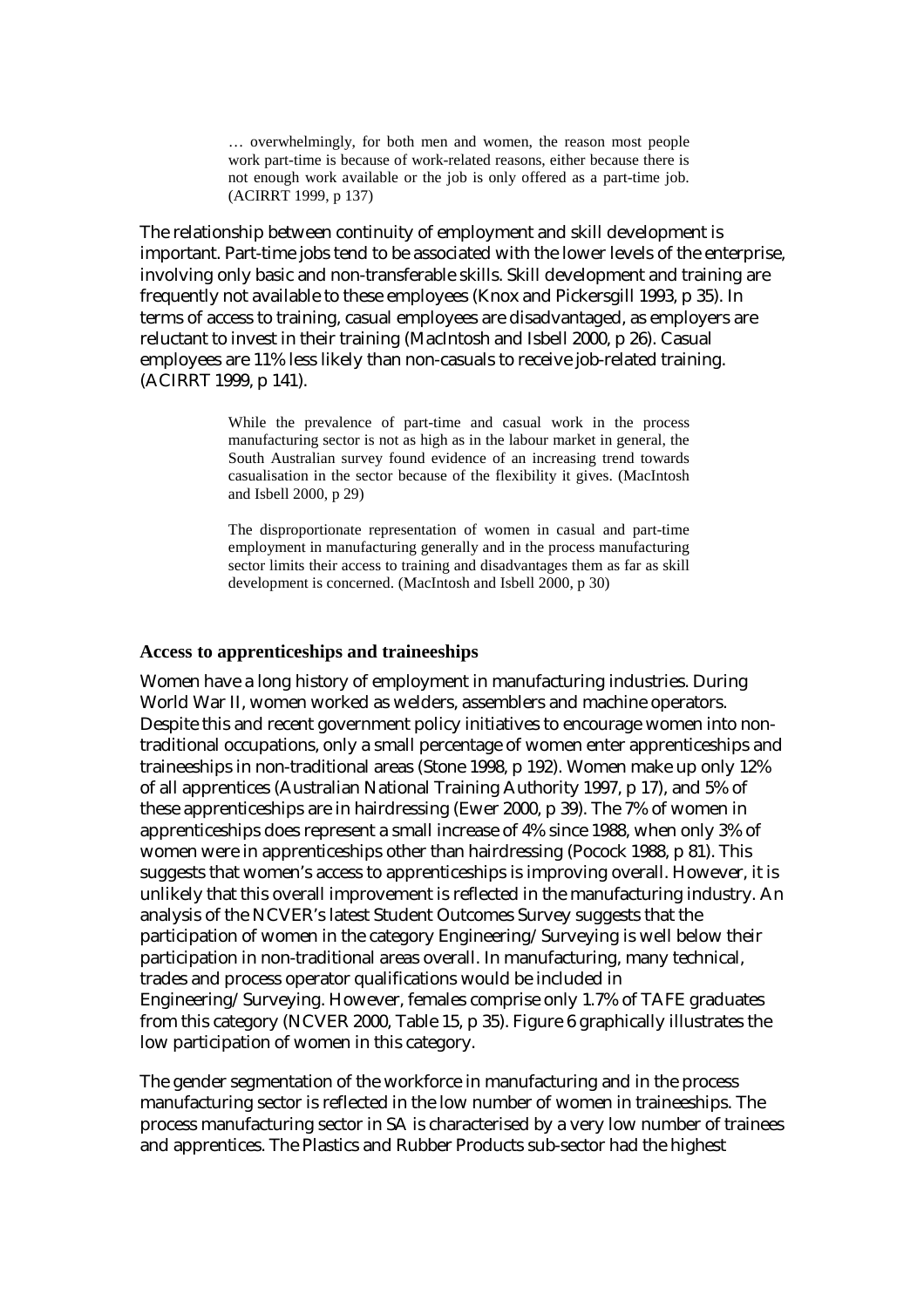> … overwhelmingly, for both men and women, the reason most people work part-time is because of work-related reasons, either because there is not enough work available or the job is only offered as a part-time job. (ACIRRT 1999, p 137)

The relationship between continuity of employment and skill development is important. Part-time jobs tend to be associated with the lower levels of the enterprise, involving only basic and non-transferable skills. Skill development and training are frequently not available to these employees (Knox and Pickersgill 1993, p 35). In terms of access to training, casual employees are disadvantaged, as employers are reluctant to invest in their training (MacIntosh and Isbell 2000, p 26). Casual employees are 11% less likely than non-casuals to receive job-related training. (ACIRRT 1999, p 141).

> While the prevalence of part-time and casual work in the process manufacturing sector is not as high as in the labour market in general, the South Australian survey found evidence of an increasing trend towards casualisation in the sector because of the flexibility it gives. (MacIntosh and Isbell 2000, p 29)

> The disproportionate representation of women in casual and part-time employment in manufacturing generally and in the process manufacturing sector limits their access to training and disadvantages them as far as skill development is concerned. (MacIntosh and Isbell 2000, p 30)

### Access to apprenticeships and traineeships

Women have a long history of employment in manufacturing industries. During World War II, women worked as welders, assemblers and machine operators. Despite this and recent government policy initiatives to encourage women into non-traditional occupations, only a small percentage of women enter apprenticeships and traineeships in non-traditional areas (Stone 1998, p 192). Women make up only 12% of all apprentices (Australian National Training Authority 1997, p 17), and 5% of these apprenticeships are in hairdressing (Ewer 2000, p 39). The 7% of women in apprenticeships does represent a small increase of 4% since 1988, when only 3% of women were in apprenticeships other than hairdressing (Pocock 1988, p 81). This suggests that women's access to apprenticeships is improving overall. However, it is unlikely that this overall improvement is reflected in the manufacturing industry. An analysis of the NCVER's latest Student Outcomes Survey suggests that the participation of women in the category Engineering/Surveying is well below their participation in non-traditional areas overall. In manufacturing, many technical, trades and process operator qualifications would be included in Engineering/Surveying. However, females comprise only 1.7% of TAFE graduates from this category (NCVER 2000, Table 15, p 35). Figure 6 graphically illustrates the low participation of women in this category.

The gender segmentation of the workforce in manufacturing and in the process manufacturing sector is reflected in the low number of women in traineeships. The process manufacturing sector in SA is characterised by a very low number of trainees and apprentices. The Plastics and Rubber Products sub-sector had the highest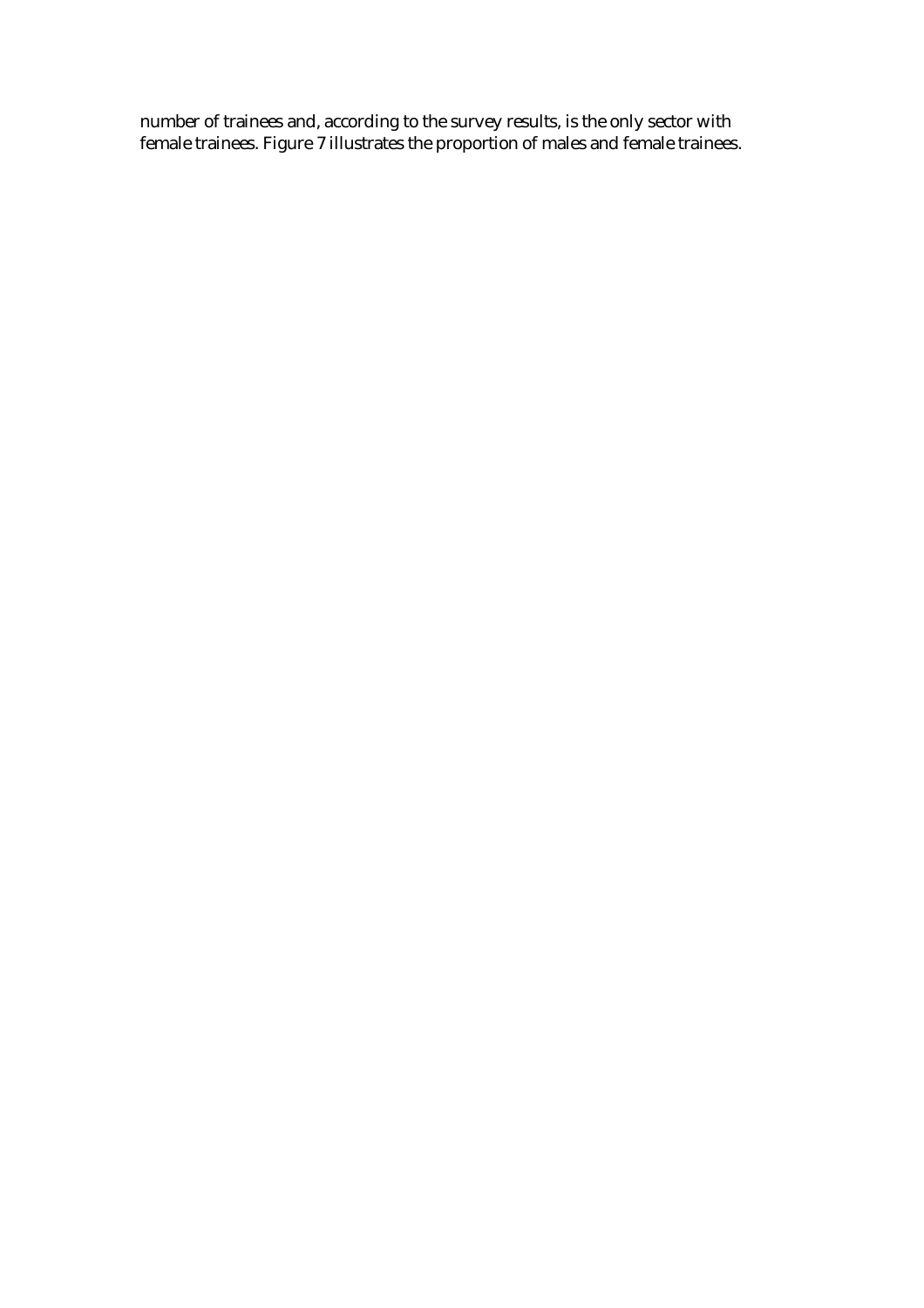number of trainees and, according to the survey results, is the only sector with female trainees. Figure 7 illustrates the proportion of males and female trainees.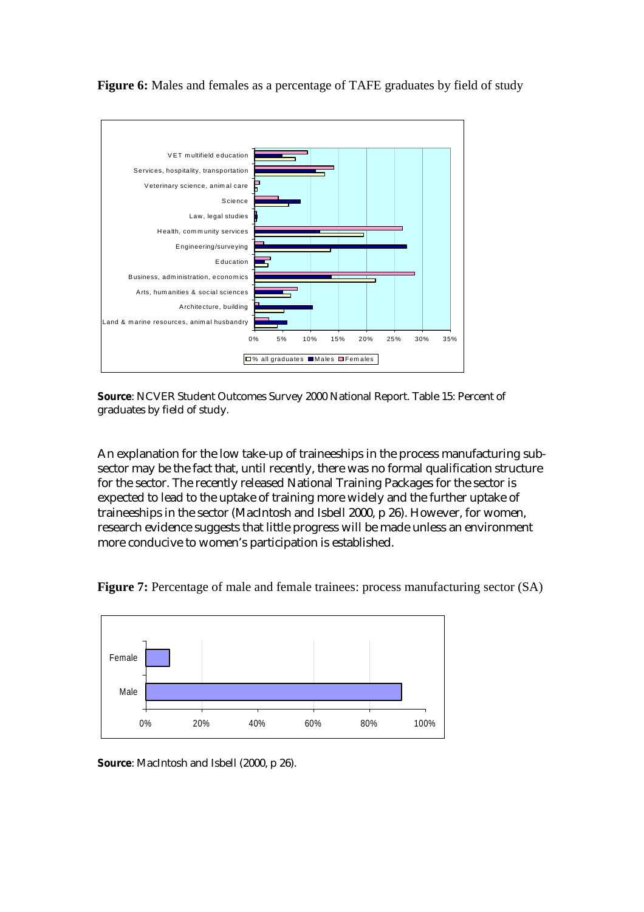**Figure 6:** Males and females as a percentage of TAFE graduates by field of study

**Source**: NCVER Student Outcomes Survey 2000 National Report. Table 15: Percent of graduates by field of study.

An explanation for the low take-up of traineeships in the process manufacturing sub-sector may be the fact that, until recently, there was no formal qualification structure for the sector. The recently released National Training Packages for the sector is expected to lead to the uptake of training more widely and the further uptake of traineeships in the sector (MacIntosh and Isbell 2000, p 26). However, for women, research evidence suggests that little progress will be made unless an environment more conducive to women's participation is established.

**Figure 7:** Percentage of male and female trainees: process manufacturing sector (SA)

**Source**: MacIntosh and Isbell (2000, p 26).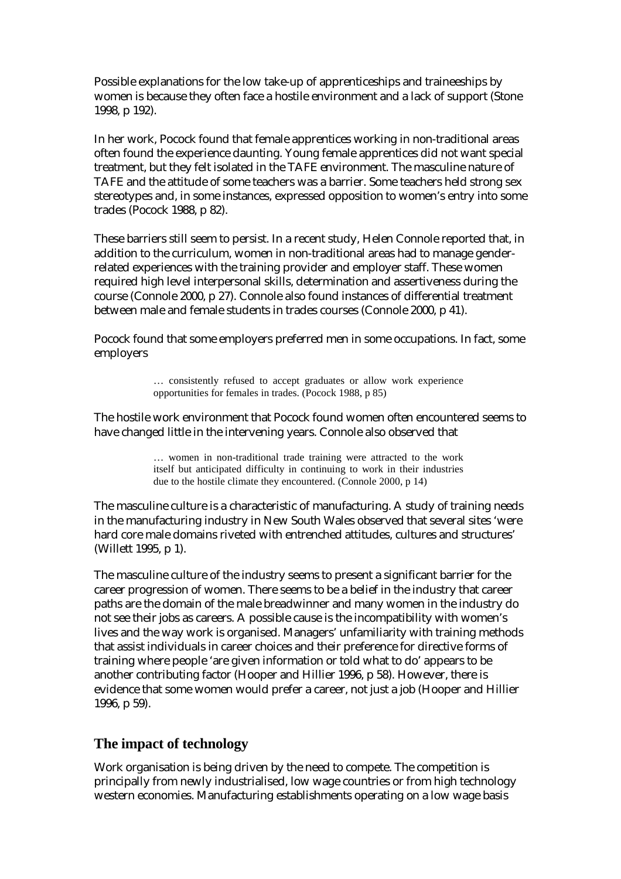Possible explanations for the low take-up of apprenticeships and traineeships by women is because they often face a hostile environment and a lack of support (Stone 1998, p 192).

In her work, Pocock found that female apprentices working in non-traditional areas often found the experience daunting. Young female apprentices did not want special treatment, but they felt isolated in the TAFE environment. The masculine nature of TAFE and the attitude of some teachers was a barrier. Some teachers held strong sex stereotypes and, in some instances, expressed opposition to women's entry into some trades (Pocock 1988, p 82).

These barriers still seem to persist. In a recent study, Helen Connole reported that, in addition to the curriculum, women in non-traditional areas had to manage gender-related experiences with the training provider and employer staff. These women required high level interpersonal skills, determination and assertiveness during the course (Connole 2000, p 27). Connole also found instances of differential treatment between male and female students in trades courses (Connole 2000, p 41).

Pocock found that some employers preferred men in some occupations. In fact, some employers

> … consistently refused to accept graduates or allow work experience opportunities for females in trades. (Pocock 1988, p 85)

The hostile work environment that Pocock found women often encountered seems to have changed little in the intervening years. Connole also observed that

> … women in non-traditional trade training were attracted to the work itself but anticipated difficulty in continuing to work in their industries due to the hostile climate they encountered. (Connole 2000, p 14)

The masculine culture is a characteristic of manufacturing. A study of training needs in the manufacturing industry in New South Wales observed that several sites 'were hard core male domains riveted with entrenched attitudes, cultures and structures' (Willett 1995, p 1).

The masculine culture of the industry seems to present a significant barrier for the career progression of women. There seems to be a belief in the industry that career paths are the domain of the male breadwinner and many women in the industry do not see their jobs as careers. A possible cause is the incompatibility with women's lives and the way work is organised. Managers' unfamiliarity with training methods that assist individuals in career choices and their preference for directive forms of training where people 'are given information or told what to do' appears to be another contributing factor (Hooper and Hillier 1996, p 58). However, there is evidence that some women would prefer a career, not just a job (Hooper and Hillier 1996, p 59).

## The impact of technology

Work organisation is being driven by the need to compete. The competition is principally from newly industrialised, low wage countries or from high technology western economies. Manufacturing establishments operating on a low wage basis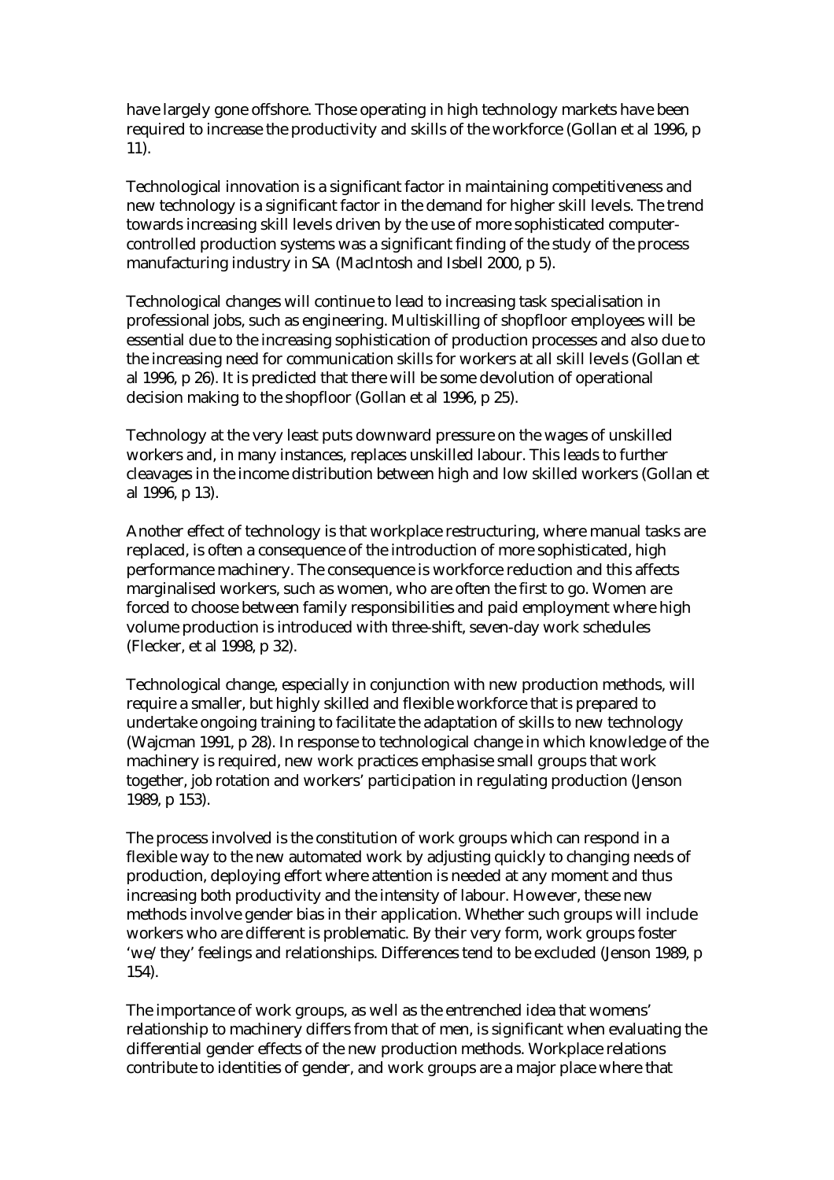have largely gone offshore. Those operating in high technology markets have been required to increase the productivity and skills of the workforce (Gollan et al 1996, p 11).

Technological innovation is a significant factor in maintaining competitiveness and new technology is a significant factor in the demand for higher skill levels. The trend towards increasing skill levels driven by the use of more sophisticated computer-controlled production systems was a significant finding of the study of the process manufacturing industry in SA (MacIntosh and Isbell 2000, p 5).

Technological changes will continue to lead to increasing task specialisation in professional jobs, such as engineering. Multiskilling of shopfloor employees will be essential due to the increasing sophistication of production processes and also due to the increasing need for communication skills for workers at all skill levels (Gollan et al 1996, p 26). It is predicted that there will be some devolution of operational decision making to the shopfloor (Gollan et al 1996, p 25).

Technology at the very least puts downward pressure on the wages of unskilled workers and, in many instances, replaces unskilled labour. This leads to further cleavages in the income distribution between high and low skilled workers (Gollan et al 1996, p 13).

Another effect of technology is that workplace restructuring, where manual tasks are replaced, is often a consequence of the introduction of more sophisticated, high performance machinery. The consequence is workforce reduction and this affects marginalised workers, such as women, who are often the first to go. Women are forced to choose between family responsibilities and paid employment where high volume production is introduced with three-shift, seven-day work schedules (Flecker, et al 1998, p 32).

Technological change, especially in conjunction with new production methods, will require a smaller, but highly skilled and flexible workforce that is prepared to undertake ongoing training to facilitate the adaptation of skills to new technology (Wajcman 1991, p 28). In response to technological change in which knowledge of the machinery is required, new work practices emphasise small groups that work together, job rotation and workers' participation in regulating production (Jenson 1989, p 153).

The process involved is the constitution of work groups which can respond in a flexible way to the new automated work by adjusting quickly to changing needs of production, deploying effort where attention is needed at any moment and thus increasing both productivity and the intensity of labour. However, these new methods involve gender bias in their application. Whether such groups will include workers who are different is problematic. By their very form, work groups foster 'we/they' feelings and relationships. Differences tend to be excluded (Jenson 1989, p 154).

The importance of work groups, as well as the entrenched idea that womens' relationship to machinery differs from that of men, is significant when evaluating the differential gender effects of the new production methods. Workplace relations contribute to identities of gender, and work groups are a major place where that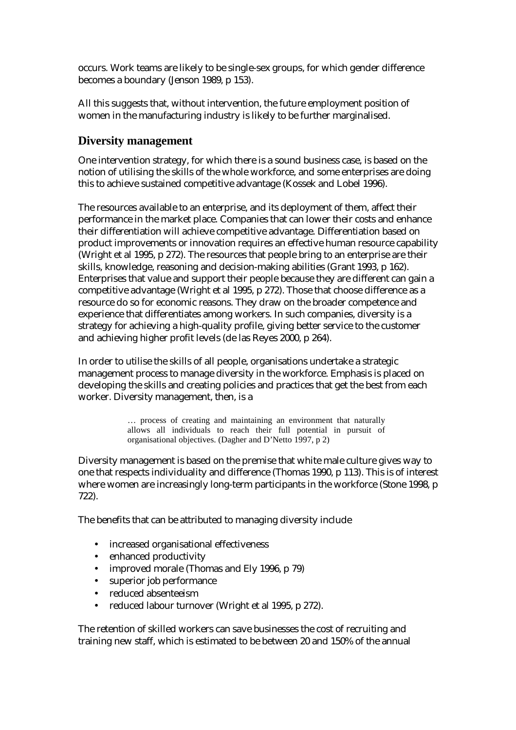occurs. Work teams are likely to be single-sex groups, for which gender difference becomes a boundary (Jenson 1989, p 153).

All this suggests that, without intervention, the future employment position of women in the manufacturing industry is likely to be further marginalised.

## Diversity management

One intervention strategy, for which there is a sound business case, is based on the notion of utilising the skills of the whole workforce, and some enterprises are doing this to achieve sustained competitive advantage (Kossek and Lobel 1996).

The resources available to an enterprise, and its deployment of them, affect their performance in the market place. Companies that can lower their costs and enhance their differentiation will achieve competitive advantage. Differentiation based on product improvements or innovation requires an effective human resource capability (Wright et al 1995, p 272). The resources that people bring to an enterprise are their skills, knowledge, reasoning and decision-making abilities (Grant 1993, p 162). Enterprises that value and support their people because they are different can gain a competitive advantage (Wright et al 1995, p 272). Those that choose difference as a resource do so for economic reasons. They draw on the broader competence and experience that differentiates among workers. In such companies, diversity is a strategy for achieving a high-quality profile, giving better service to the customer and achieving higher profit levels (de las Reyes 2000, p 264).

In order to utilise the skills of all people, organisations undertake a strategic management process to manage diversity in the workforce. Emphasis is placed on developing the skills and creating policies and practices that get the best from each worker. Diversity management, then, is a

> … process of creating and maintaining an environment that naturally allows all individuals to reach their full potential in pursuit of organisational objectives. (Dagher and D'Netto 1997, p 2)

Diversity management is based on the premise that white male culture gives way to one that respects individuality and difference (Thomas 1990, p 113). This is of interest where women are increasingly long-term participants in the workforce (Stone 1998, p 722).

The benefits that can be attributed to managing diversity include

- increased organisational effectiveness
- enhanced productivity
- improved morale (Thomas and Ely 1996, p 79)
- superior job performance
- reduced absenteeism
- reduced labour turnover (Wright et al 1995, p 272).

The retention of skilled workers can save businesses the cost of recruiting and training new staff, which is estimated to be between 20 and 150% of the annual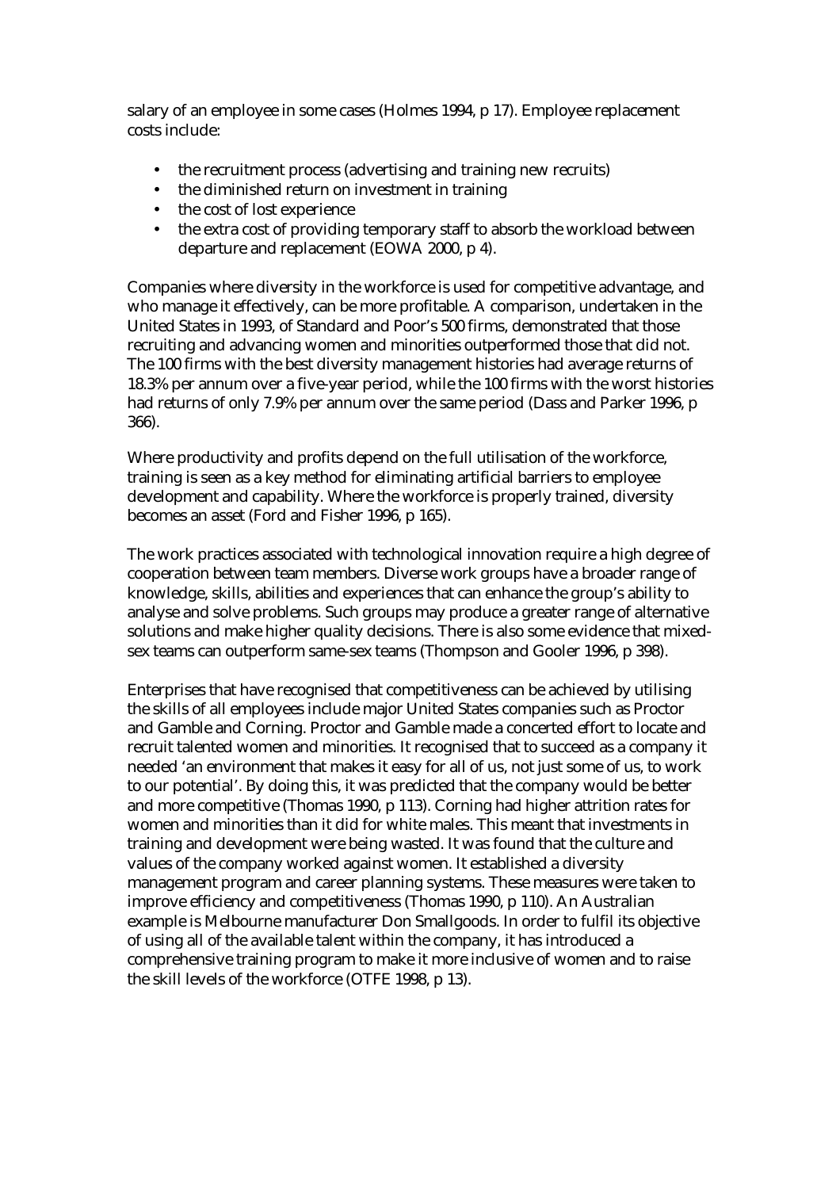salary of an employee in some cases (Holmes 1994, p 17). Employee replacement costs include:

- the recruitment process (advertising and training new recruits)
- the diminished return on investment in training
- the cost of lost experience
- the extra cost of providing temporary staff to absorb the workload between departure and replacement (EOWA 2000, p 4).

Companies where diversity in the workforce is used for competitive advantage, and who manage it effectively, can be more profitable. A comparison, undertaken in the United States in 1993, of Standard and Poor's 500 firms, demonstrated that those recruiting and advancing women and minorities outperformed those that did not. The 100 firms with the best diversity management histories had average returns of 18.3% per annum over a five-year period, while the 100 firms with the worst histories had returns of only 7.9% per annum over the same period (Dass and Parker 1996, p 366).

Where productivity and profits depend on the full utilisation of the workforce, training is seen as a key method for eliminating artificial barriers to employee development and capability. Where the workforce is properly trained, diversity becomes an asset (Ford and Fisher 1996, p 165).

The work practices associated with technological innovation require a high degree of cooperation between team members. Diverse work groups have a broader range of knowledge, skills, abilities and experiences that can enhance the group's ability to analyse and solve problems. Such groups may produce a greater range of alternative solutions and make higher quality decisions. There is also some evidence that mixed-sex teams can outperform same-sex teams (Thompson and Gooler 1996, p 398).

Enterprises that have recognised that competitiveness can be achieved by utilising the skills of all employees include major United States companies such as Proctor and Gamble and Corning. Proctor and Gamble made a concerted effort to locate and recruit talented women and minorities. It recognised that to succeed as a company it needed 'an environment that makes it easy for all of us, not just some of us, to work to our potential'. By doing this, it was predicted that the company would be better and more competitive (Thomas 1990, p 113). Corning had higher attrition rates for women and minorities than it did for white males. This meant that investments in training and development were being wasted. It was found that the culture and values of the company worked against women. It established a diversity management program and career planning systems. These measures were taken to improve efficiency and competitiveness (Thomas 1990, p 110). An Australian example is Melbourne manufacturer Don Smallgoods. In order to fulfil its objective of using all of the available talent within the company, it has introduced a comprehensive training program to make it more inclusive of women and to raise the skill levels of the workforce (OTFE 1998, p 13).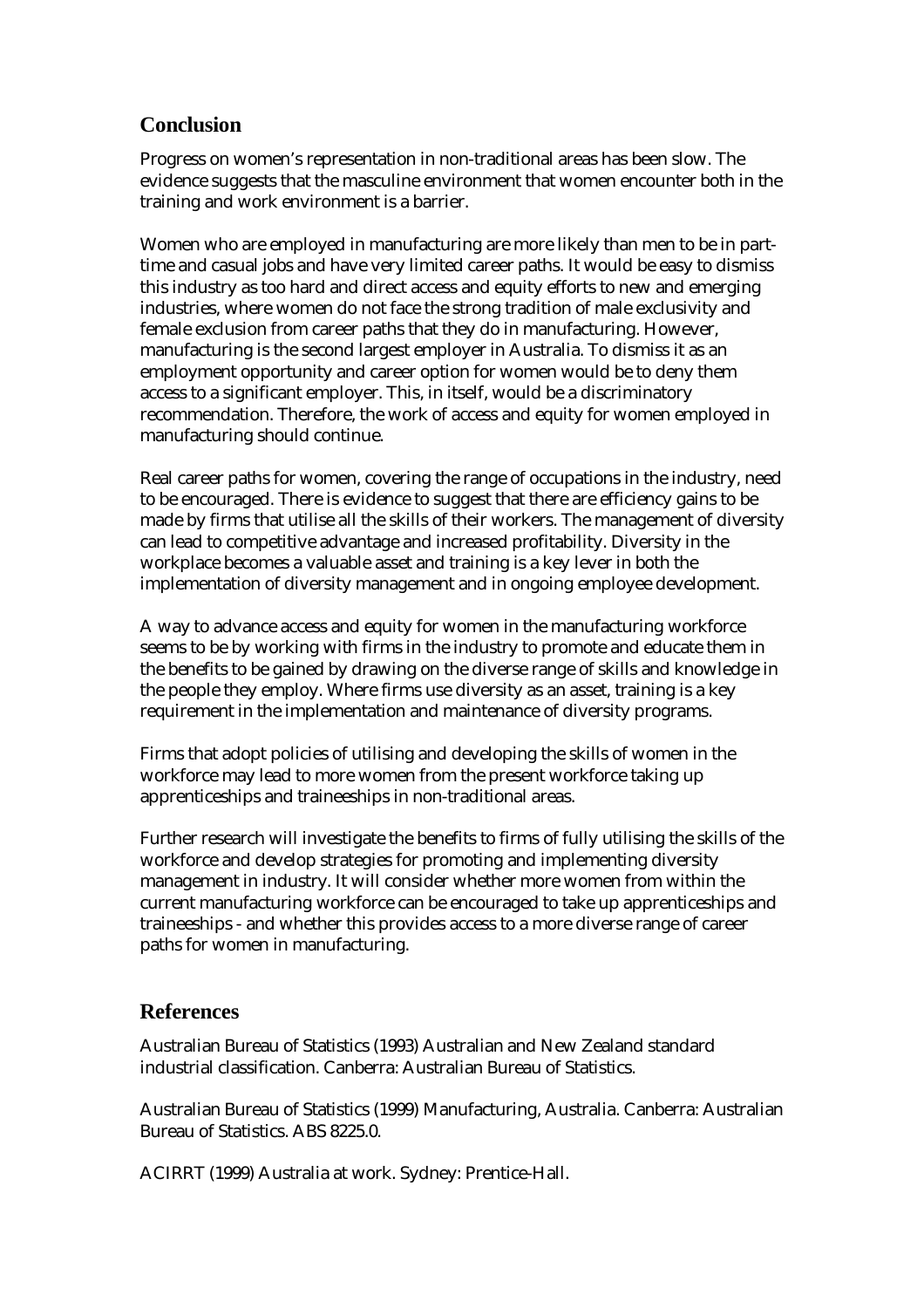## Conclusion

Progress on women's representation in non-traditional areas has been slow. The evidence suggests that the masculine environment that women encounter both in the training and work environment is a barrier.

Women who are employed in manufacturing are more likely than men to be in part-time and casual jobs and have very limited career paths. It would be easy to dismiss this industry as too hard and direct access and equity efforts to new and emerging industries, where women do not face the strong tradition of male exclusivity and female exclusion from career paths that they do in manufacturing. However, manufacturing is the second largest employer in Australia. To dismiss it as an employment opportunity and career option for women would be to deny them access to a significant employer. This, in itself, would be a discriminatory recommendation. Therefore, the work of access and equity for women employed in manufacturing should continue.

Real career paths for women, covering the range of occupations in the industry, need to be encouraged. There is evidence to suggest that there are efficiency gains to be made by firms that utilise all the skills of their workers. The management of diversity can lead to competitive advantage and increased profitability. Diversity in the workplace becomes a valuable asset and training is a key lever in both the implementation of diversity management and in ongoing employee development.

A way to advance access and equity for women in the manufacturing workforce seems to be by working with firms in the industry to promote and educate them in the benefits to be gained by drawing on the diverse range of skills and knowledge in the people they employ. Where firms use diversity as an asset, training is a key requirement in the implementation and maintenance of diversity programs.

Firms that adopt policies of utilising and developing the skills of women in the workforce may lead to more women from the present workforce taking up apprenticeships and traineeships in non-traditional areas.

Further research will investigate the benefits to firms of fully utilising the skills of the workforce and develop strategies for promoting and implementing diversity management in industry. It will consider whether more women from within the current manufacturing workforce can be encouraged to take up apprenticeships and traineeships - and whether this provides access to a more diverse range of career paths for women in manufacturing.

## References

Australian Bureau of Statistics (1993) Australian and New Zealand standard industrial classification. Canberra: Australian Bureau of Statistics.

Australian Bureau of Statistics (1999) Manufacturing, Australia. Canberra: Australian Bureau of Statistics. ABS 8225.0.

ACIRRT (1999) Australia at work. Sydney: Prentice-Hall.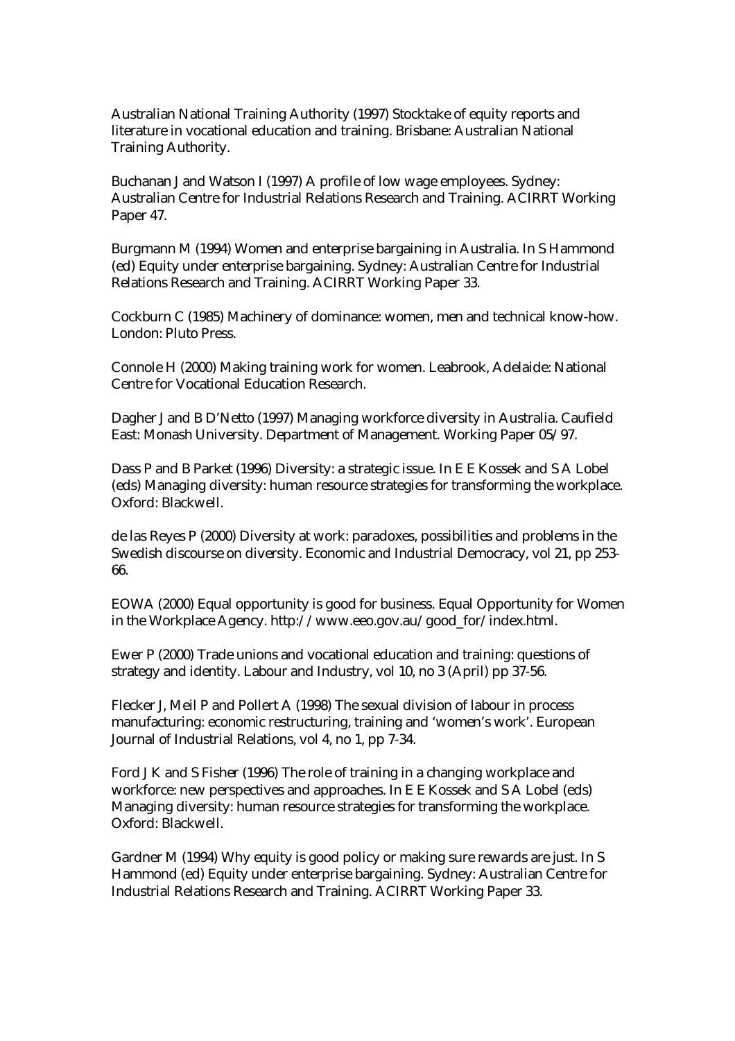Australian National Training Authority (1997) Stocktake of equity reports and literature in vocational education and training. Brisbane: Australian National Training Authority.

Buchanan J and Watson I (1997) A profile of low wage employees. Sydney: Australian Centre for Industrial Relations Research and Training. ACIRRT Working Paper 47.

Burgmann M (1994) Women and enterprise bargaining in Australia. In S Hammond (ed) Equity under enterprise bargaining. Sydney: Australian Centre for Industrial Relations Research and Training. ACIRRT Working Paper 33.

Cockburn C (1985) Machinery of dominance: women, men and technical know-how. London: Pluto Press.

Connole H (2000) Making training work for women. Leabrook, Adelaide: National Centre for Vocational Education Research.

Dagher J and B D'Netto (1997) Managing workforce diversity in Australia. Caufield East: Monash University. Department of Management. Working Paper 05/97.

Dass P and B Parket (1996) Diversity: a strategic issue. In E E Kossek and S A Lobel (eds) Managing diversity: human resource strategies for transforming the workplace. Oxford: Blackwell.

de las Reyes P (2000) Diversity at work: paradoxes, possibilities and problems in the Swedish discourse on diversity. Economic and Industrial Democracy, vol 21, pp 253-66.

EOWA (2000) Equal opportunity is good for business. Equal Opportunity for Women in the Workplace Agency. http://www.eeo.gov.au/good_for/index.html.

Ewer P (2000) Trade unions and vocational education and training: questions of strategy and identity. Labour and Industry, vol 10, no 3 (April) pp 37-56.

Flecker J, Meil P and Pollert A (1998) The sexual division of labour in process manufacturing: economic restructuring, training and 'women's work'. European Journal of Industrial Relations, vol 4, no 1, pp 7-34.

Ford J K and S Fisher (1996) The role of training in a changing workplace and workforce: new perspectives and approaches. In E E Kossek and S A Lobel (eds) Managing diversity: human resource strategies for transforming the workplace. Oxford: Blackwell.

Gardner M (1994) Why equity is good policy or making sure rewards are just. In S Hammond (ed) Equity under enterprise bargaining. Sydney: Australian Centre for Industrial Relations Research and Training. ACIRRT Working Paper 33.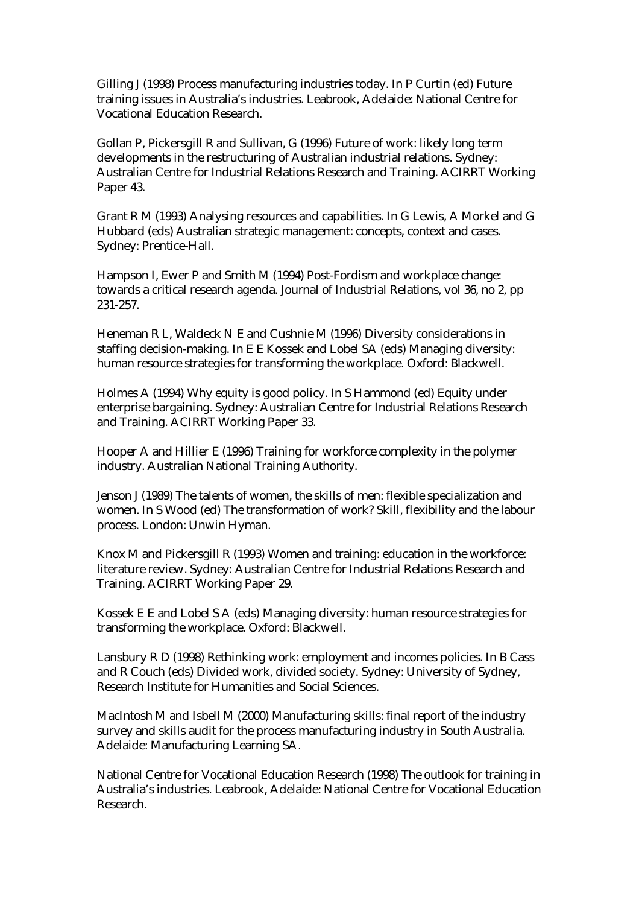Gilling J (1998) Process manufacturing industries today. In P Curtin (ed) Future training issues in Australia's industries. Leabrook, Adelaide: National Centre for Vocational Education Research.

Gollan P, Pickersgill R and Sullivan, G (1996) Future of work: likely long term developments in the restructuring of Australian industrial relations. Sydney: Australian Centre for Industrial Relations Research and Training. ACIRRT Working Paper 43.

Grant R M (1993) Analysing resources and capabilities. In G Lewis, A Morkel and G Hubbard (eds) Australian strategic management: concepts, context and cases. Sydney: Prentice-Hall.

Hampson I, Ewer P and Smith M (1994) Post-Fordism and workplace change: towards a critical research agenda. Journal of Industrial Relations, vol 36, no 2, pp 231-257.

Heneman R L, Waldeck N E and Cushnie M (1996) Diversity considerations in staffing decision-making. In E E Kossek and Lobel SA (eds) Managing diversity: human resource strategies for transforming the workplace. Oxford: Blackwell.

Holmes A (1994) Why equity is good policy. In S Hammond (ed) Equity under enterprise bargaining. Sydney: Australian Centre for Industrial Relations Research and Training. ACIRRT Working Paper 33.

Hooper A and Hillier E (1996) Training for workforce complexity in the polymer industry. Australian National Training Authority.

Jenson J (1989) The talents of women, the skills of men: flexible specialization and women. In S Wood (ed) The transformation of work? Skill, flexibility and the labour process. London: Unwin Hyman.

Knox M and Pickersgill R (1993) Women and training: education in the workforce: literature review. Sydney: Australian Centre for Industrial Relations Research and Training. ACIRRT Working Paper 29.

Kossek E E and Lobel S A (eds) Managing diversity: human resource strategies for transforming the workplace. Oxford: Blackwell.

Lansbury R D (1998) Rethinking work: employment and incomes policies. In B Cass and R Couch (eds) Divided work, divided society. Sydney: University of Sydney, Research Institute for Humanities and Social Sciences.

MacIntosh M and Isbell M (2000) Manufacturing skills: final report of the industry survey and skills audit for the process manufacturing industry in South Australia. Adelaide: Manufacturing Learning SA.

National Centre for Vocational Education Research (1998) The outlook for training in Australia's industries. Leabrook, Adelaide: National Centre for Vocational Education Research.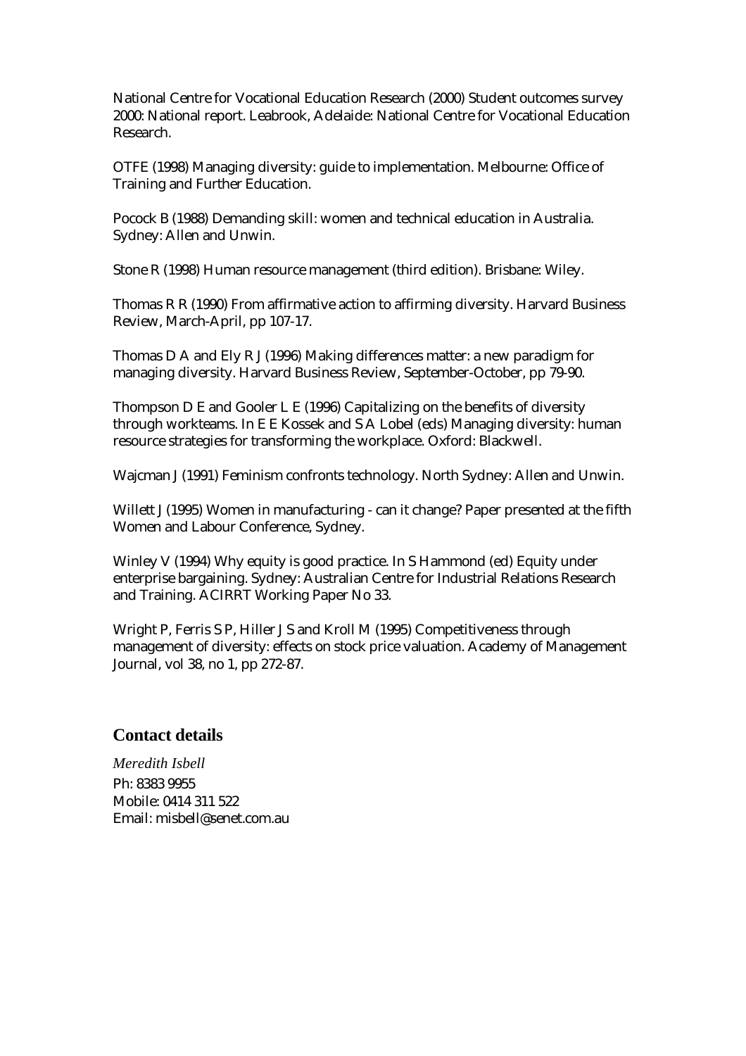National Centre for Vocational Education Research (2000) Student outcomes survey 2000: National report. Leabrook, Adelaide: National Centre for Vocational Education Research.

OTFE (1998) Managing diversity: guide to implementation. Melbourne: Office of Training and Further Education.

Pocock B (1988) Demanding skill: women and technical education in Australia. Sydney: Allen and Unwin.

Stone R (1998) Human resource management (third edition). Brisbane: Wiley.

Thomas R R (1990) From affirmative action to affirming diversity. Harvard Business Review, March-April, pp 107-17.

Thomas D A and Ely R J (1996) Making differences matter: a new paradigm for managing diversity. Harvard Business Review, September-October, pp 79-90.

Thompson D E and Gooler L E (1996) Capitalizing on the benefits of diversity through workteams. In E E Kossek and S A Lobel (eds) Managing diversity: human resource strategies for transforming the workplace. Oxford: Blackwell.

Wajcman J (1991) Feminism confronts technology. North Sydney: Allen and Unwin.

Willett J (1995) Women in manufacturing - can it change? Paper presented at the fifth Women and Labour Conference, Sydney.

Winley V (1994) Why equity is good practice. In S Hammond (ed) Equity under enterprise bargaining. Sydney: Australian Centre for Industrial Relations Research and Training. ACIRRT Working Paper No 33.

Wright P, Ferris S P, Hiller J S and Kroll M (1995) Competitiveness through management of diversity: effects on stock price valuation. Academy of Management Journal, vol 38, no 1, pp 272-87.

## Contact details

*Meredith Isbell*
Ph: 8383 9955
Mobile: 0414 311 522
Email: misbell@senet.com.au